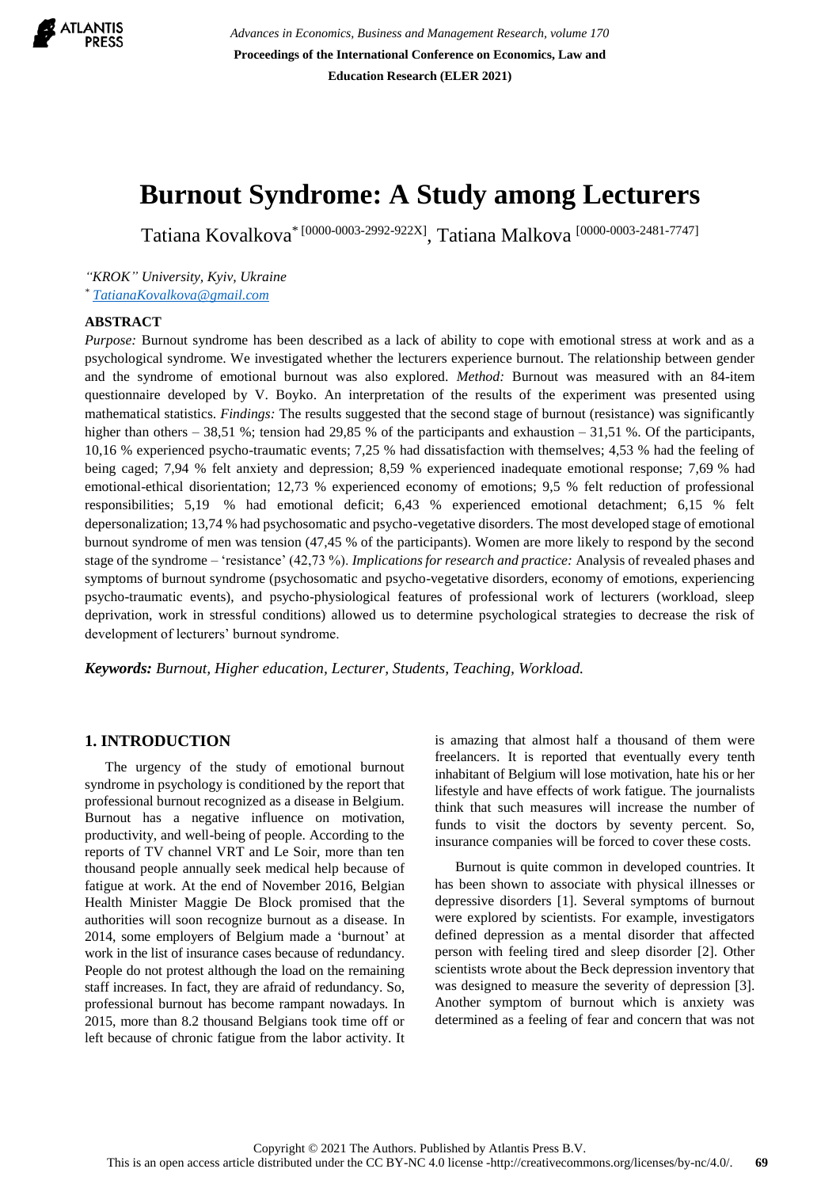# Burnout Syndrome: A Study among Lecturers

Tatiana Kovalkova* [0000-0003-2992-922X], Tatiana Malkova [0000-0003-2481-7747]

*"KROK" University, Kyiv, Ukraine*
\* *TatianaKovalkova@gmail.com*

## ABSTRACT

*Purpose:* Burnout syndrome has been described as a lack of ability to cope with emotional stress at work and as a psychological syndrome. We investigated whether the lecturers experience burnout. The relationship between gender and the syndrome of emotional burnout was also explored. *Method:* Burnout was measured with an 84-item questionnaire developed by V. Boyko. An interpretation of the results of the experiment was presented using mathematical statistics. *Findings:* The results suggested that the second stage of burnout (resistance) was significantly higher than others – 38,51 %; tension had 29,85 % of the participants and exhaustion – 31,51 %. Of the participants, 10,16 % experienced psycho-traumatic events; 7,25 % had dissatisfaction with themselves; 4,53 % had the feeling of being caged; 7,94 % felt anxiety and depression; 8,59 % experienced inadequate emotional response; 7,69 % had emotional-ethical disorientation; 12,73 % experienced economy of emotions; 9,5 % felt reduction of professional responsibilities; 5,19 % had emotional deficit; 6,43 % experienced emotional detachment; 6,15 % felt depersonalization; 13,74 % had psychosomatic and psycho-vegetative disorders. The most developed stage of emotional burnout syndrome of men was tension (47,45 % of the participants). Women are more likely to respond by the second stage of the syndrome – 'resistance' (42,73 %). *Implications for research and practice:* Analysis of revealed phases and symptoms of burnout syndrome (psychosomatic and psycho-vegetative disorders, economy of emotions, experiencing psycho-traumatic events), and psycho-physiological features of professional work of lecturers (workload, sleep deprivation, work in stressful conditions) allowed us to determine psychological strategies to decrease the risk of development of lecturers' burnout syndrome.

***Keywords:** Burnout, Higher education, Lecturer, Students, Teaching, Workload.*

## 1. INTRODUCTION

The urgency of the study of emotional burnout syndrome in psychology is conditioned by the report that professional burnout recognized as a disease in Belgium. Burnout has a negative influence on motivation, productivity, and well-being of people. According to the reports of TV channel VRT and Le Soir, more than ten thousand people annually seek medical help because of fatigue at work. At the end of November 2016, Belgian Health Minister Maggie De Block promised that the authorities will soon recognize burnout as a disease. In 2014, some employers of Belgium made a 'burnout' at work in the list of insurance cases because of redundancy. People do not protest although the load on the remaining staff increases. In fact, they are afraid of redundancy. So, professional burnout has become rampant nowadays. In 2015, more than 8.2 thousand Belgians took time off or left because of chronic fatigue from the labor activity. It is amazing that almost half a thousand of them were freelancers. It is reported that eventually every tenth inhabitant of Belgium will lose motivation, hate his or her lifestyle and have effects of work fatigue. The journalists think that such measures will increase the number of funds to visit the doctors by seventy percent. So, insurance companies will be forced to cover these costs.

Burnout is quite common in developed countries. It has been shown to associate with physical illnesses or depressive disorders [1]. Several symptoms of burnout were explored by scientists. For example, investigators defined depression as a mental disorder that affected person with feeling tired and sleep disorder [2]. Other scientists wrote about the Beck depression inventory that was designed to measure the severity of depression [3]. Another symptom of burnout which is anxiety was determined as a feeling of fear and concern that was not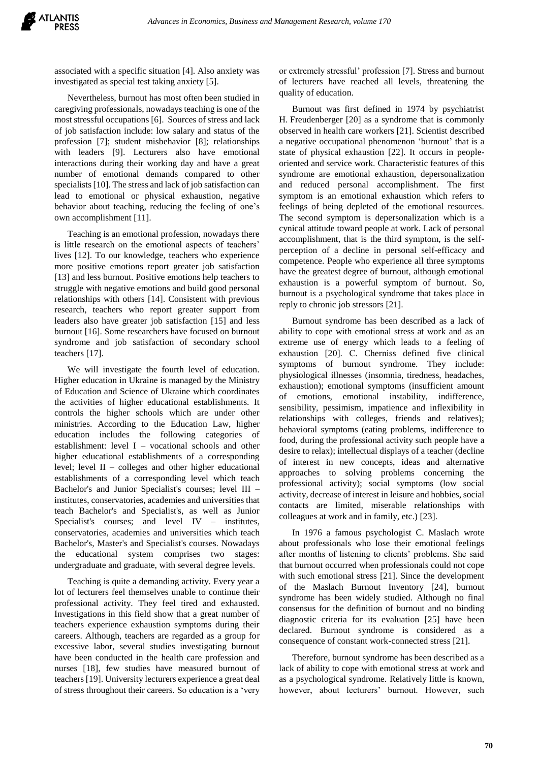associated with a specific situation [4]. Also anxiety was investigated as special test taking anxiety [5].

Nevertheless, burnout has most often been studied in caregiving professionals, nowadays teaching is one of the most stressful occupations [6]. Sources of stress and lack of job satisfaction include: low salary and status of the profession [7]; student misbehavior [8]; relationships with leaders [9]. Lecturers also have emotional interactions during their working day and have a great number of emotional demands compared to other specialists [10]. The stress and lack of job satisfaction can lead to emotional or physical exhaustion, negative behavior about teaching, reducing the feeling of one's own accomplishment [11].

Teaching is an emotional profession, nowadays there is little research on the emotional aspects of teachers' lives [12]. To our knowledge, teachers who experience more positive emotions report greater job satisfaction [13] and less burnout. Positive emotions help teachers to struggle with negative emotions and build good personal relationships with others [14]. Consistent with previous research, teachers who report greater support from leaders also have greater job satisfaction [15] and less burnout [16]. Some researchers have focused on burnout syndrome and job satisfaction of secondary school teachers [17].

We will investigate the fourth level of education. Higher education in Ukraine is managed by the Ministry of Education and Science of Ukraine which coordinates the activities of higher educational establishments. It controls the higher schools which are under other ministries. According to the Education Law, higher education includes the following categories of establishment: level I – vocational schools and other higher educational establishments of a corresponding level; level II – colleges and other higher educational establishments of a corresponding level which teach Bachelor's and Junior Specialist's courses; level III – institutes, conservatories, academies and universities that teach Bachelor's and Specialist's, as well as Junior Specialist's courses; and level IV – institutes, conservatories, academies and universities which teach Bachelor's, Master's and Specialist's courses. Nowadays the educational system comprises two stages: undergraduate and graduate, with several degree levels.

Teaching is quite a demanding activity. Every year a lot of lecturers feel themselves unable to continue their professional activity. They feel tired and exhausted. Investigations in this field show that a great number of teachers experience exhaustion symptoms during their careers. Although, teachers are regarded as a group for excessive labor, several studies investigating burnout have been conducted in the health care profession and nurses [18], few studies have measured burnout of teachers [19]. University lecturers experience a great deal of stress throughout their careers. So education is a 'very or extremely stressful' profession [7]. Stress and burnout of lecturers have reached all levels, threatening the quality of education.

Burnout was first defined in 1974 by psychiatrist H. Freudenberger [20] as a syndrome that is commonly observed in health care workers [21]. Scientist described a negative occupational phenomenon 'burnout' that is a state of physical exhaustion [22]. It occurs in people-oriented and service work. Characteristic features of this syndrome are emotional exhaustion, depersonalization and reduced personal accomplishment. The first symptom is an emotional exhaustion which refers to feelings of being depleted of the emotional resources. The second symptom is depersonalization which is a cynical attitude toward people at work. Lack of personal accomplishment, that is the third symptom, is the self-perception of a decline in personal self-efficacy and competence. People who experience all three symptoms have the greatest degree of burnout, although emotional exhaustion is a powerful symptom of burnout. So, burnout is a psychological syndrome that takes place in reply to chronic job stressors [21].

Burnout syndrome has been described as a lack of ability to cope with emotional stress at work and as an extreme use of energy which leads to a feeling of exhaustion [20]. C. Cherniss defined five clinical symptoms of burnout syndrome. They include: physiological illnesses (insomnia, tiredness, headaches, exhaustion); emotional symptoms (insufficient amount of emotions, emotional instability, indifference, sensibility, pessimism, impatience and inflexibility in relationships with colleges, friends and relatives); behavioral symptoms (eating problems, indifference to food, during the professional activity such people have a desire to relax); intellectual displays of a teacher (decline of interest in new concepts, ideas and alternative approaches to solving problems concerning the professional activity); social symptoms (low social activity, decrease of interest in leisure and hobbies, social contacts are limited, miserable relationships with colleagues at work and in family, etc.) [23].

In 1976 a famous psychologist C. Maslach wrote about professionals who lose their emotional feelings after months of listening to clients' problems. She said that burnout occurred when professionals could not cope with such emotional stress [21]. Since the development of the Maslach Burnout Inventory [24], burnout syndrome has been widely studied. Although no final consensus for the definition of burnout and no binding diagnostic criteria for its evaluation [25] have been declared. Burnout syndrome is considered as a consequence of constant work-connected stress [21].

Therefore, burnout syndrome has been described as a lack of ability to cope with emotional stress at work and as a psychological syndrome. Relatively little is known, however, about lecturers' burnout. However, such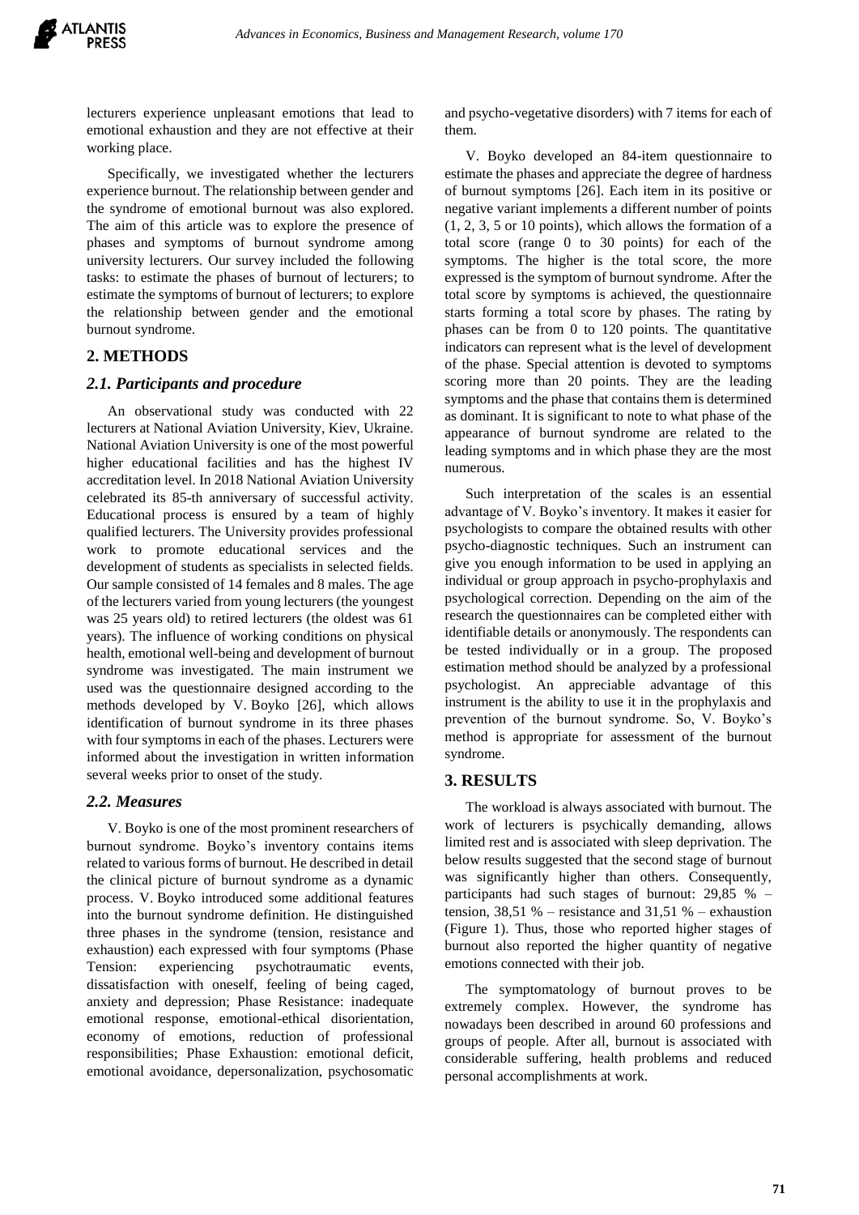lecturers experience unpleasant emotions that lead to emotional exhaustion and they are not effective at their working place.

Specifically, we investigated whether the lecturers experience burnout. The relationship between gender and the syndrome of emotional burnout was also explored. The aim of this article was to explore the presence of phases and symptoms of burnout syndrome among university lecturers. Our survey included the following tasks: to estimate the phases of burnout of lecturers; to estimate the symptoms of burnout of lecturers; to explore the relationship between gender and the emotional burnout syndrome.

## 2. METHODS

### 2.1. Participants and procedure

An observational study was conducted with 22 lecturers at National Aviation University, Kiev, Ukraine. National Aviation University is one of the most powerful higher educational facilities and has the highest IV accreditation level. In 2018 National Aviation University celebrated its 85-th anniversary of successful activity. Educational process is ensured by a team of highly qualified lecturers. The University provides professional work to promote educational services and the development of students as specialists in selected fields. Our sample consisted of 14 females and 8 males. The age of the lecturers varied from young lecturers (the youngest was 25 years old) to retired lecturers (the oldest was 61 years). The influence of working conditions on physical health, emotional well-being and development of burnout syndrome was investigated. The main instrument we used was the questionnaire designed according to the methods developed by V. Boyko [26], which allows identification of burnout syndrome in its three phases with four symptoms in each of the phases. Lecturers were informed about the investigation in written information several weeks prior to onset of the study.

### 2.2. Measures

V. Boyko is one of the most prominent researchers of burnout syndrome. Boyko's inventory contains items related to various forms of burnout. He described in detail the clinical picture of burnout syndrome as a dynamic process. V. Boyko introduced some additional features into the burnout syndrome definition. He distinguished three phases in the syndrome (tension, resistance and exhaustion) each expressed with four symptoms (Phase Tension: experiencing psychotraumatic events, dissatisfaction with oneself, feeling of being caged, anxiety and depression; Phase Resistance: inadequate emotional response, emotional-ethical disorientation, economy of emotions, reduction of professional responsibilities; Phase Exhaustion: emotional deficit, emotional avoidance, depersonalization, psychosomatic and psycho-vegetative disorders) with 7 items for each of them.

V. Boyko developed an 84-item questionnaire to estimate the phases and appreciate the degree of hardness of burnout symptoms [26]. Each item in its positive or negative variant implements a different number of points (1, 2, 3, 5 or 10 points), which allows the formation of a total score (range 0 to 30 points) for each of the symptoms. The higher is the total score, the more expressed is the symptom of burnout syndrome. After the total score by symptoms is achieved, the questionnaire starts forming a total score by phases. The rating by phases can be from 0 to 120 points. The quantitative indicators can represent what is the level of development of the phase. Special attention is devoted to symptoms scoring more than 20 points. They are the leading symptoms and the phase that contains them is determined as dominant. It is significant to note to what phase of the appearance of burnout syndrome are related to the leading symptoms and in which phase they are the most numerous.

Such interpretation of the scales is an essential advantage of V. Boyko's inventory. It makes it easier for psychologists to compare the obtained results with other psycho-diagnostic techniques. Such an instrument can give you enough information to be used in applying an individual or group approach in psycho-prophylaxis and psychological correction. Depending on the aim of the research the questionnaires can be completed either with identifiable details or anonymously. The respondents can be tested individually or in a group. The proposed estimation method should be analyzed by a professional psychologist. An appreciable advantage of this instrument is the ability to use it in the prophylaxis and prevention of the burnout syndrome. So, V. Boyko's method is appropriate for assessment of the burnout syndrome.

## 3. RESULTS

The workload is always associated with burnout. The work of lecturers is psychically demanding, allows limited rest and is associated with sleep deprivation. The below results suggested that the second stage of burnout was significantly higher than others. Consequently, participants had such stages of burnout: 29,85 % – tension, 38,51 % – resistance and 31,51 % – exhaustion (Figure 1). Thus, those who reported higher stages of burnout also reported the higher quantity of negative emotions connected with their job.

The symptomatology of burnout proves to be extremely complex. However, the syndrome has nowadays been described in around 60 professions and groups of people. After all, burnout is associated with considerable suffering, health problems and reduced personal accomplishments at work.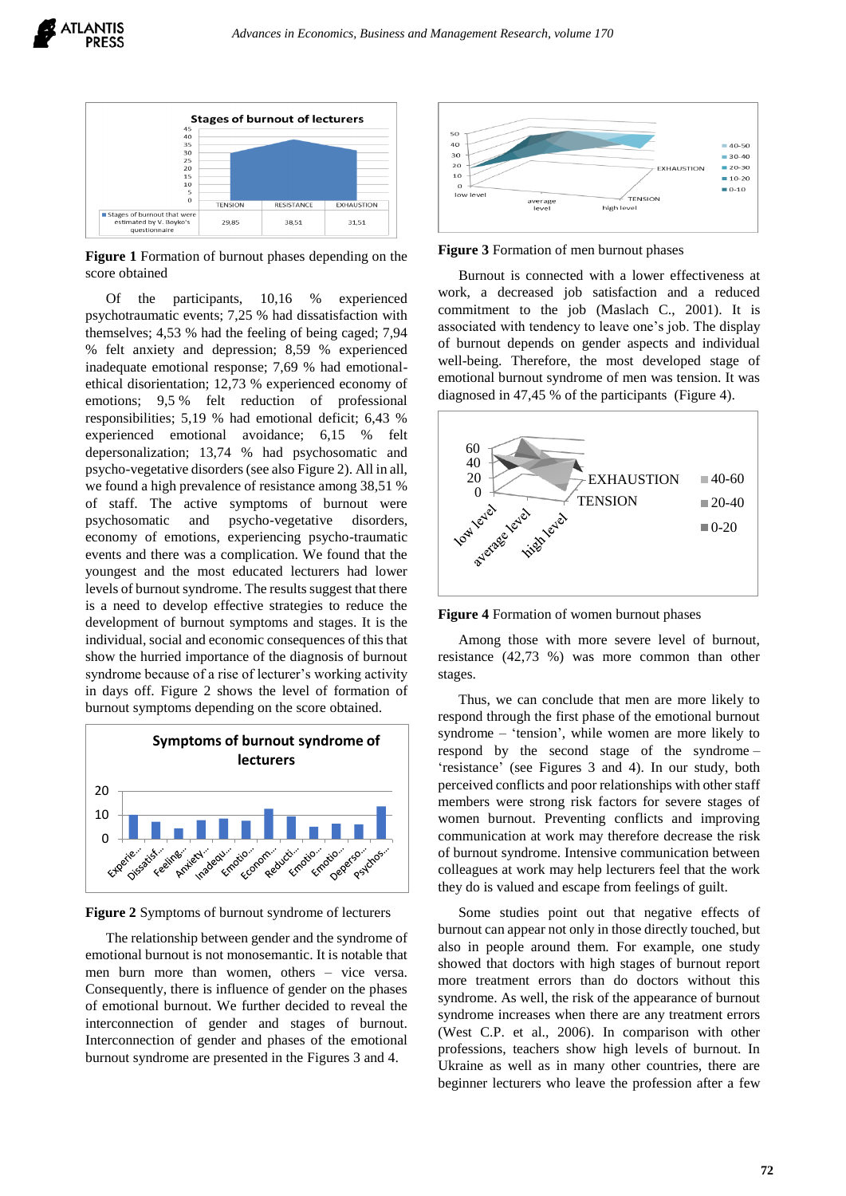**Figure 1** Formation of burnout phases depending on the score obtained

Of the participants, 10,16 % experienced psychotraumatic events; 7,25 % had dissatisfaction with themselves; 4,53 % had the feeling of being caged; 7,94 % felt anxiety and depression; 8,59 % experienced inadequate emotional response; 7,69 % had emotional-ethical disorientation; 12,73 % experienced economy of emotions; 9,5 % felt reduction of professional responsibilities; 5,19 % had emotional deficit; 6,43 % experienced emotional avoidance; 6,15 % felt depersonalization; 13,74 % had psychosomatic and psycho-vegetative disorders (see also Figure 2). All in all, we found a high prevalence of resistance among 38,51 % of staff. The active symptoms of burnout were psychosomatic and psycho-vegetative disorders, economy of emotions, experiencing psycho-traumatic events and there was a complication. We found that the youngest and the most educated lecturers had lower levels of burnout syndrome. The results suggest that there is a need to develop effective strategies to reduce the development of burnout symptoms and stages. It is the individual, social and economic consequences of this that show the hurried importance of the diagnosis of burnout syndrome because of a rise of lecturer's working activity in days off. Figure 2 shows the level of formation of burnout symptoms depending on the score obtained.

**Figure 2** Symptoms of burnout syndrome of lecturers

The relationship between gender and the syndrome of emotional burnout is not monosemantic. It is notable that men burn more than women, others – vice versa. Consequently, there is influence of gender on the phases of emotional burnout. We further decided to reveal the interconnection of gender and stages of burnout. Interconnection of gender and phases of the emotional burnout syndrome are presented in the Figures 3 and 4.

**Figure 3** Formation of men burnout phases

Burnout is connected with a lower effectiveness at work, a decreased job satisfaction and a reduced commitment to the job (Maslach C., 2001). It is associated with tendency to leave one's job. The display of burnout depends on gender aspects and individual well-being. Therefore, the most developed stage of emotional burnout syndrome of men was tension. It was diagnosed in 47,45 % of the participants (Figure 4).

**Figure 4** Formation of women burnout phases

Among those with more severe level of burnout, resistance (42,73 %) was more common than other stages.

Thus, we can conclude that men are more likely to respond through the first phase of the emotional burnout syndrome – 'tension', while women are more likely to respond by the second stage of the syndrome – 'resistance' (see Figures 3 and 4). In our study, both perceived conflicts and poor relationships with other staff members were strong risk factors for severe stages of women burnout. Preventing conflicts and improving communication at work may therefore decrease the risk of burnout syndrome. Intensive communication between colleagues at work may help lecturers feel that the work they do is valued and escape from feelings of guilt.

Some studies point out that negative effects of burnout can appear not only in those directly touched, but also in people around them. For example, one study showed that doctors with high stages of burnout report more treatment errors than do doctors without this syndrome. As well, the risk of the appearance of burnout syndrome increases when there are any treatment errors (West C.P. et al., 2006). In comparison with other professions, teachers show high levels of burnout. In Ukraine as well as in many other countries, there are beginner lecturers who leave the profession after a few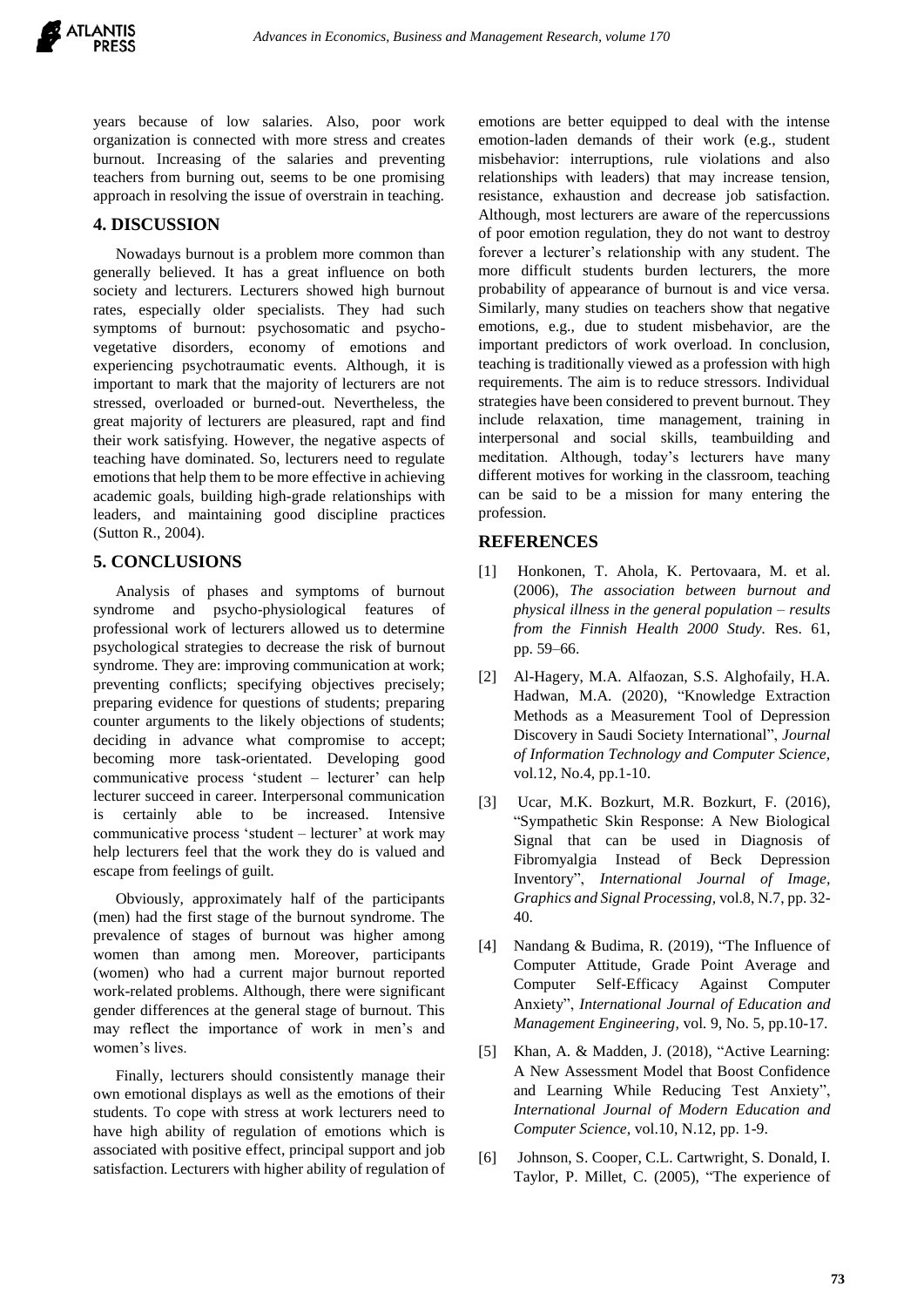years because of low salaries. Also, poor work organization is connected with more stress and creates burnout. Increasing of the salaries and preventing teachers from burning out, seems to be one promising approach in resolving the issue of overstrain in teaching.

## 4. DISCUSSION

Nowadays burnout is a problem more common than generally believed. It has a great influence on both society and lecturers. Lecturers showed high burnout rates, especially older specialists. They had such symptoms of burnout: psychosomatic and psycho-vegetative disorders, economy of emotions and experiencing psychotraumatic events. Although, it is important to mark that the majority of lecturers are not stressed, overloaded or burned-out. Nevertheless, the great majority of lecturers are pleasured, rapt and find their work satisfying. However, the negative aspects of teaching have dominated. So, lecturers need to regulate emotions that help them to be more effective in achieving academic goals, building high-grade relationships with leaders, and maintaining good discipline practices (Sutton R., 2004).

## 5. CONCLUSIONS

Analysis of phases and symptoms of burnout syndrome and psycho-physiological features of professional work of lecturers allowed us to determine psychological strategies to decrease the risk of burnout syndrome. They are: improving communication at work; preventing conflicts; specifying objectives precisely; preparing evidence for questions of students; preparing counter arguments to the likely objections of students; deciding in advance what compromise to accept; becoming more task-orientated. Developing good communicative process 'student – lecturer' can help lecturer succeed in career. Interpersonal communication is certainly able to be increased. Intensive communicative process 'student – lecturer' at work may help lecturers feel that the work they do is valued and escape from feelings of guilt.

Obviously, approximately half of the participants (men) had the first stage of the burnout syndrome. The prevalence of stages of burnout was higher among women than among men. Moreover, participants (women) who had a current major burnout reported work-related problems. Although, there were significant gender differences at the general stage of burnout. This may reflect the importance of work in men's and women's lives.

Finally, lecturers should consistently manage their own emotional displays as well as the emotions of their students. To cope with stress at work lecturers need to have high ability of regulation of emotions which is associated with positive effect, principal support and job satisfaction. Lecturers with higher ability of regulation of emotions are better equipped to deal with the intense emotion-laden demands of their work (e.g., student misbehavior: interruptions, rule violations and also relationships with leaders) that may increase tension, resistance, exhaustion and decrease job satisfaction. Although, most lecturers are aware of the repercussions of poor emotion regulation, they do not want to destroy forever a lecturer's relationship with any student. The more difficult students burden lecturers, the more probability of appearance of burnout is and vice versa. Similarly, many studies on teachers show that negative emotions, e.g., due to student misbehavior, are the important predictors of work overload. In conclusion, teaching is traditionally viewed as a profession with high requirements. The aim is to reduce stressors. Individual strategies have been considered to prevent burnout. They include relaxation, time management, training in interpersonal and social skills, teambuilding and meditation. Although, today's lecturers have many different motives for working in the classroom, teaching can be said to be a mission for many entering the profession.

## REFERENCES

[1] Honkonen, T. Ahola, K. Pertovaara, M. et al. (2006), *The association between burnout and physical illness in the general population – results from the Finnish Health 2000 Study*. Res. 61, pp. 59–66.

[2] Al-Hagery, M.A. Alfaozan, S.S. Alghofaily, H.A. Hadwan, M.A. (2020), "Knowledge Extraction Methods as a Measurement Tool of Depression Discovery in Saudi Society International", *Journal of Information Technology and Computer Science*, vol.12, No.4, pp.1-10.

[3] Ucar, M.K. Bozkurt, M.R. Bozkurt, F. (2016), "Sympathetic Skin Response: A New Biological Signal that can be used in Diagnosis of Fibromyalgia Instead of Beck Depression Inventory", *International Journal of Image, Graphics and Signal Processing*, vol.8, N.7, pp. 32-40.

[4] Nandang & Budima, R. (2019), "The Influence of Computer Attitude, Grade Point Average and Computer Self-Efficacy Against Computer Anxiety", *International Journal of Education and Management Engineering*, vol. 9, No. 5, pp.10-17.

[5] Khan, A. & Madden, J. (2018), "Active Learning: A New Assessment Model that Boost Confidence and Learning While Reducing Test Anxiety", *International Journal of Modern Education and Computer Science*, vol.10, N.12, pp. 1-9.

[6] Johnson, S. Cooper, C.L. Cartwright, S. Donald, I. Taylor, P. Millet, C. (2005), "The experience of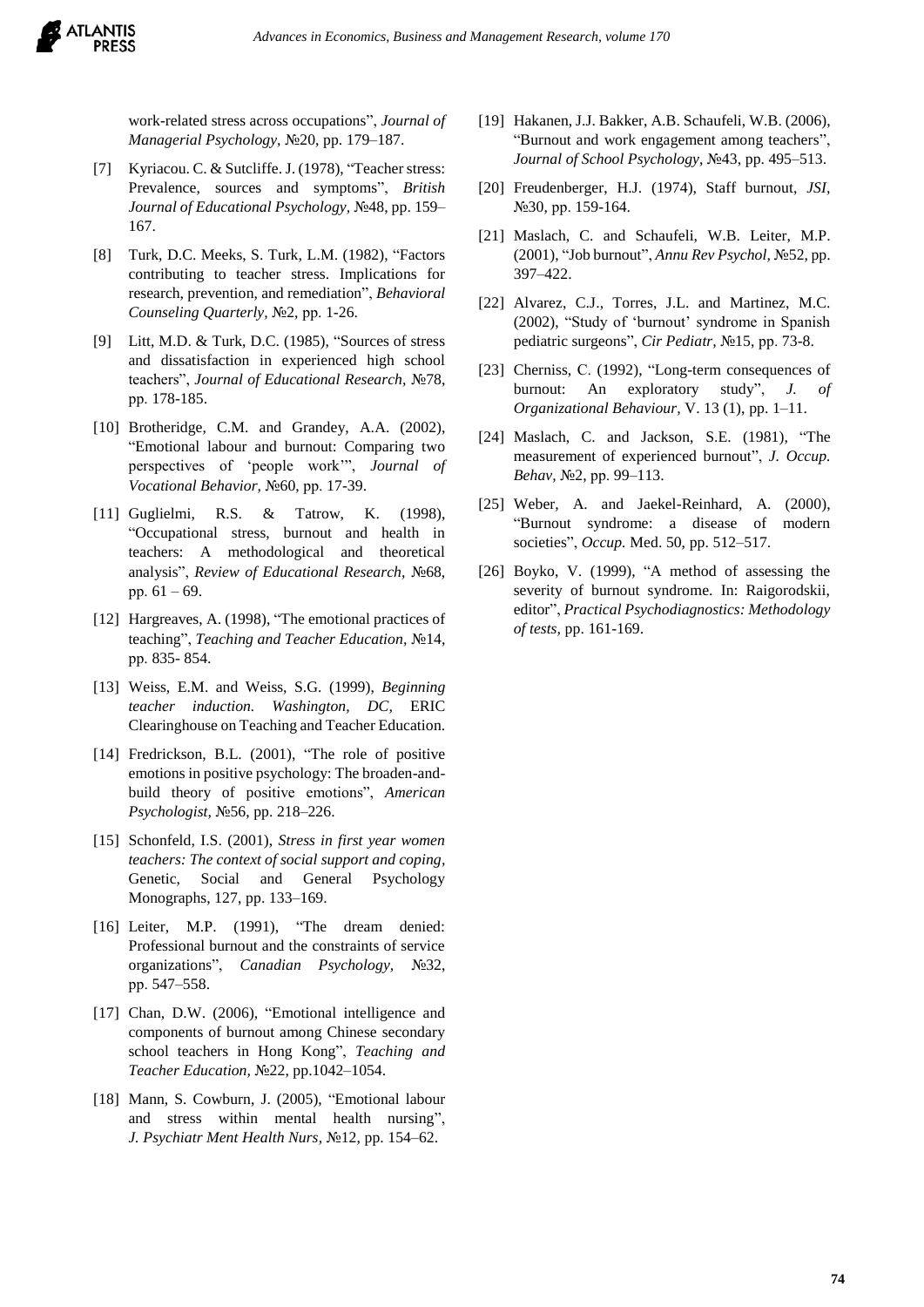work-related stress across occupations", *Journal of Managerial Psychology*, №20, pp. 179–187.

[7] Kyriacou. C. & Sutcliffe. J. (1978), "Teacher stress: Prevalence, sources and symptoms", *British Journal of Educational Psychology*, №48, pp. 159–167.

[8] Turk, D.C. Meeks, S. Turk, L.M. (1982), "Factors contributing to teacher stress. Implications for research, prevention, and remediation", *Behavioral Counseling Quarterly*, №2, pp. 1-26.

[9] Litt, M.D. & Turk, D.C. (1985), "Sources of stress and dissatisfaction in experienced high school teachers", *Journal of Educational Research*, №78, pp. 178-185.

[10] Brotheridge, C.M. and Grandey, A.A. (2002), "Emotional labour and burnout: Comparing two perspectives of 'people work'", *Journal of Vocational Behavior*, №60, pp. 17-39.

[11] Guglielmi, R.S. & Tatrow, K. (1998), "Occupational stress, burnout and health in teachers: A methodological and theoretical analysis", *Review of Educational Research*, №68, pp. 61 – 69.

[12] Hargreaves, A. (1998), "The emotional practices of teaching", *Teaching and Teacher Education*, №14, pp. 835- 854.

[13] Weiss, E.M. and Weiss, S.G. (1999), *Beginning teacher induction. Washington, DC*, ERIC Clearinghouse on Teaching and Teacher Education.

[14] Fredrickson, B.L. (2001), "The role of positive emotions in positive psychology: The broaden-and-build theory of positive emotions", *American Psychologist*, №56, pp. 218–226.

[15] Schonfeld, I.S. (2001), *Stress in first year women teachers: The context of social support and coping*, Genetic, Social and General Psychology Monographs, 127, pp. 133–169.

[16] Leiter, M.P. (1991), "The dream denied: Professional burnout and the constraints of service organizations", *Canadian Psychology*, №32, pp. 547–558.

[17] Chan, D.W. (2006), "Emotional intelligence and components of burnout among Chinese secondary school teachers in Hong Kong", *Teaching and Teacher Education*, №22, pp.1042–1054.

[18] Mann, S. Cowburn, J. (2005), "Emotional labour and stress within mental health nursing", *J. Psychiatr Ment Health Nurs*, №12, pp. 154–62.

[19] Hakanen, J.J. Bakker, A.B. Schaufeli, W.B. (2006), "Burnout and work engagement among teachers", *Journal of School Psychology*, №43, pp. 495–513.

[20] Freudenberger, H.J. (1974), Staff burnout, *JSI*, №30, pp. 159-164.

[21] Maslach, C. and Schaufeli, W.B. Leiter, M.P. (2001), "Job burnout", *Annu Rev Psychol*, №52, pp. 397–422.

[22] Alvarez, C.J., Torres, J.L. and Martinez, M.C. (2002), "Study of 'burnout' syndrome in Spanish pediatric surgeons", *Cir Pediatr*, №15, pp. 73-8.

[23] Cherniss, C. (1992), "Long-term consequences of burnout: An exploratory study", *J. of Organizational Behaviour*, V. 13 (1), pp. 1–11.

[24] Maslach, C. and Jackson, S.E. (1981), "The measurement of experienced burnout", *J. Occup. Behav*, №2, pp. 99–113.

[25] Weber, A. and Jaekel-Reinhard, A. (2000), "Burnout syndrome: a disease of modern societies", *Occup.* Med. 50, pp. 512–517.

[26] Boyko, V. (1999), "A method of assessing the severity of burnout syndrome. In: Raigorodskii, editor", *Practical Psychodiagnostics: Methodology of tests*, pp. 161-169.